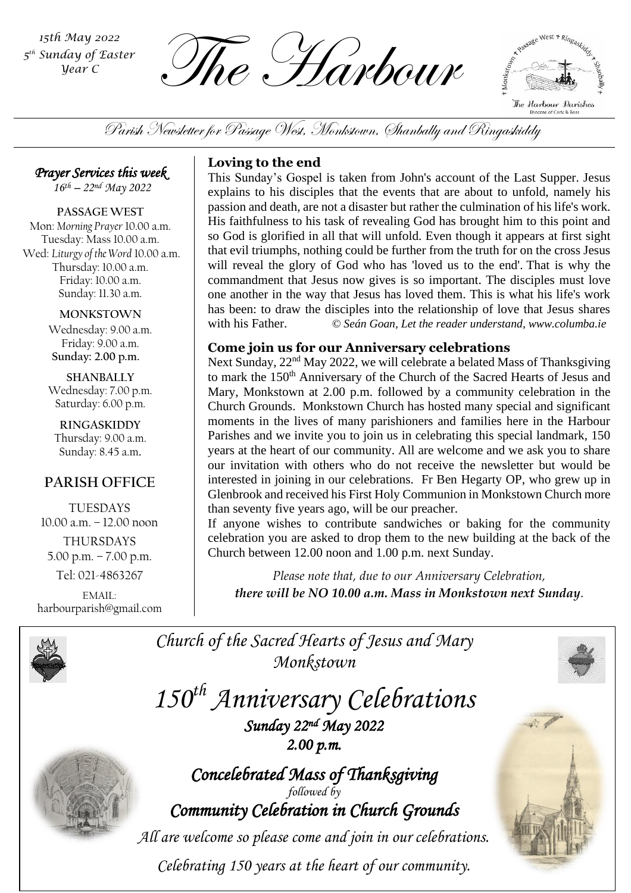*15th May 2022*
*5th Sunday of Easter*
*Year C*

# The Harbour

Parish Newsletter for Passage West, Monkstown, Shanbally and Ringaskiddy

*Prayer Services this week*
*16th – 22nd May 2022*

**PASSAGE WEST**
Mon: *Morning Prayer* 10.00 a.m.
Tuesday: Mass 10.00 a.m.
Wed: *Liturgy of the Word* 10.00 a.m.
Thursday: 10.00 a.m.
Friday: 10.00 a.m.
Sunday: 11.30 a.m.

**MONKSTOWN**
Wednesday: 9.00 a.m.
Friday: 9.00 a.m.
**Sunday: 2.00 p.m.**

**SHANBALLY**
Wednesday: 7.00 p.m.
Saturday: 6.00 p.m.

**RINGASKIDDY**
Thursday: 9.00 a.m.
Sunday: 8.45 a.m.

## PARISH OFFICE

TUESDAYS
10.00 a.m. – 12.00 noon

THURSDAYS
5.00 p.m. – 7.00 p.m.

Tel: 021-4863267

EMAIL:
harbourparish@gmail.com

### Loving to the end

This Sunday's Gospel is taken from John's account of the Last Supper. Jesus explains to his disciples that the events that are about to unfold, namely his passion and death, are not a disaster but rather the culmination of his life's work. His faithfulness to his task of revealing God has brought him to this point and so God is glorified in all that will unfold. Even though it appears at first sight that evil triumphs, nothing could be further from the truth for on the cross Jesus will reveal the glory of God who has 'loved us to the end'. That is why the commandment that Jesus now gives is so important. The disciples must love one another in the way that Jesus has loved them. This is what his life's work has been: to draw the disciples into the relationship of love that Jesus shares with his Father. *© Seán Goan, Let the reader understand, www.columba.ie*

### Come join us for our Anniversary celebrations

Next Sunday, 22nd May 2022, we will celebrate a belated Mass of Thanksgiving to mark the 150th Anniversary of the Church of the Sacred Hearts of Jesus and Mary, Monkstown at 2.00 p.m. followed by a community celebration in the Church Grounds. Monkstown Church has hosted many special and significant moments in the lives of many parishioners and families here in the Harbour Parishes and we invite you to join us in celebrating this special landmark, 150 years at the heart of our community. All are welcome and we ask you to share our invitation with others who do not receive the newsletter but would be interested in joining in our celebrations. Fr Ben Hegarty OP, who grew up in Glenbrook and received his First Holy Communion in Monkstown Church more than seventy five years ago, will be our preacher.

If anyone wishes to contribute sandwiches or baking for the community celebration you are asked to drop them to the new building at the back of the Church between 12.00 noon and 1.00 p.m. next Sunday.

*Please note that, due to our Anniversary Celebration,*
***there will be NO 10.00 a.m. Mass in Monkstown next Sunday.***

---

*Church of the Sacred Hearts of Jesus and Mary*
*Monkstown*

## *150th Anniversary Celebrations*

***Sunday 22nd May 2022***
***2.00 p.m.***

***Concelebrated Mass of Thanksgiving***
*followed by*
***Community Celebration in Church Grounds***

*All are welcome so please come and join in our celebrations.*

*Celebrating 150 years at the heart of our community.*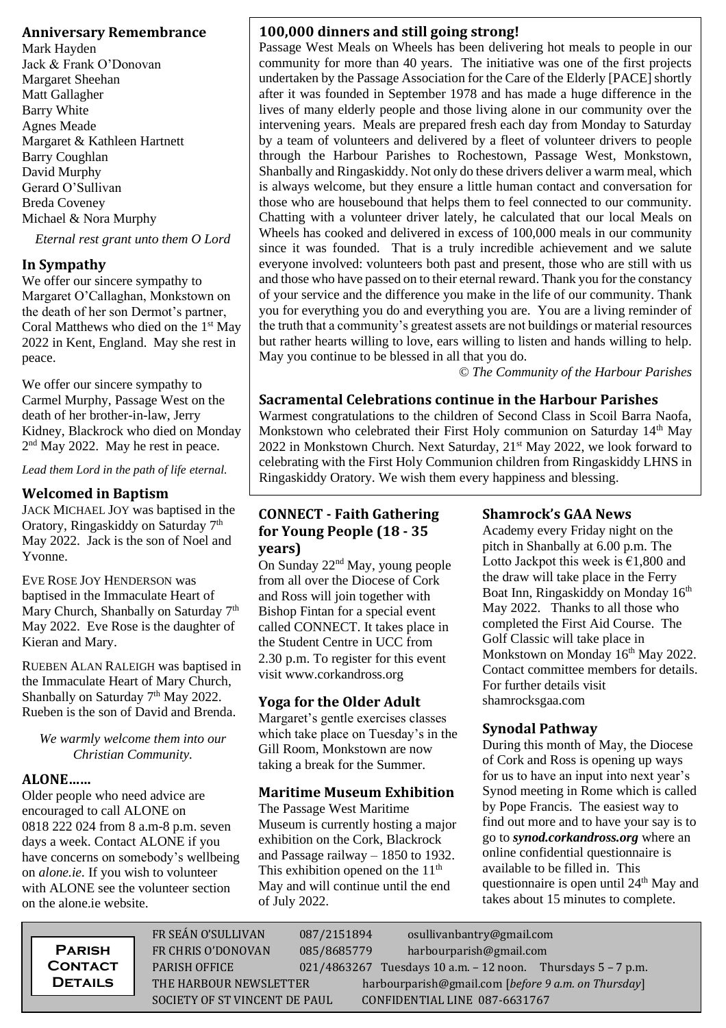## Anniversary Remembrance

Mark Hayden
Jack & Frank O'Donovan
Margaret Sheehan
Matt Gallagher
Barry White
Agnes Meade
Margaret & Kathleen Hartnett
Barry Coughlan
David Murphy
Gerard O'Sullivan
Breda Coveney
Michael & Nora Murphy

*Eternal rest grant unto them O Lord*

## In Sympathy

We offer our sincere sympathy to Margaret O'Callaghan, Monkstown on the death of her son Dermot's partner, Coral Matthews who died on the 1st May 2022 in Kent, England. May she rest in peace.

We offer our sincere sympathy to Carmel Murphy, Passage West on the death of her brother-in-law, Jerry Kidney, Blackrock who died on Monday 2nd May 2022. May he rest in peace.

*Lead them Lord in the path of life eternal.*

## Welcomed in Baptism

JACK MICHAEL JOY was baptised in the Oratory, Ringaskiddy on Saturday 7th May 2022. Jack is the son of Noel and Yvonne.

EVE ROSE JOY HENDERSON was baptised in the Immaculate Heart of Mary Church, Shanbally on Saturday 7th May 2022. Eve Rose is the daughter of Kieran and Mary.

RUEBEN ALAN RALEIGH was baptised in the Immaculate Heart of Mary Church, Shanbally on Saturday 7th May 2022. Rueben is the son of David and Brenda.

*We warmly welcome them into our Christian Community.*

## ALONE……

Older people who need advice are encouraged to call ALONE on 0818 222 024 from 8 a.m-8 p.m. seven days a week. Contact ALONE if you have concerns on somebody's wellbeing on *alone.ie*. If you wish to volunteer with ALONE see the volunteer section on the alone.ie website.

## 100,000 dinners and still going strong!

Passage West Meals on Wheels has been delivering hot meals to people in our community for more than 40 years. The initiative was one of the first projects undertaken by the Passage Association for the Care of the Elderly [PACE] shortly after it was founded in September 1978 and has made a huge difference in the lives of many elderly people and those living alone in our community over the intervening years. Meals are prepared fresh each day from Monday to Saturday by a team of volunteers and delivered by a fleet of volunteer drivers to people through the Harbour Parishes to Rochestown, Passage West, Monkstown, Shanbally and Ringaskiddy. Not only do these drivers deliver a warm meal, which is always welcome, but they ensure a little human contact and conversation for those who are housebound that helps them to feel connected to our community. Chatting with a volunteer driver lately, he calculated that our local Meals on Wheels has cooked and delivered in excess of 100,000 meals in our community since it was founded. That is a truly incredible achievement and we salute everyone involved: volunteers both past and present, those who are still with us and those who have passed on to their eternal reward. Thank you for the constancy of your service and the difference you make in the life of our community. Thank you for everything you do and everything you are. You are a living reminder of the truth that a community's greatest assets are not buildings or material resources but rather hearts willing to love, ears willing to listen and hands willing to help. May you continue to be blessed in all that you do.

*© The Community of the Harbour Parishes*

## Sacramental Celebrations continue in the Harbour Parishes

Warmest congratulations to the children of Second Class in Scoil Barra Naofa, Monkstown who celebrated their First Holy communion on Saturday 14th May 2022 in Monkstown Church. Next Saturday, 21st May 2022, we look forward to celebrating with the First Holy Communion children from Ringaskiddy LHNS in Ringaskiddy Oratory. We wish them every happiness and blessing.

## CONNECT - Faith Gathering for Young People (18 - 35 years)

On Sunday 22nd May, young people from all over the Diocese of Cork and Ross will join together with Bishop Fintan for a special event called CONNECT. It takes place in the Student Centre in UCC from 2.30 p.m. To register for this event visit www.corkandross.org

## Yoga for the Older Adult

Margaret's gentle exercises classes which take place on Tuesday's in the Gill Room, Monkstown are now taking a break for the Summer.

## Maritime Museum Exhibition

The Passage West Maritime Museum is currently hosting a major exhibition on the Cork, Blackrock and Passage railway – 1850 to 1932. This exhibition opened on the 11th May and will continue until the end of July 2022.

## Shamrock's GAA News

Academy every Friday night on the pitch in Shanbally at 6.00 p.m. The Lotto Jackpot this week is €1,800 and the draw will take place in the Ferry Boat Inn, Ringaskiddy on Monday 16th May 2022. Thanks to all those who completed the First Aid Course. The Golf Classic will take place in Monkstown on Monday 16th May 2022. Contact committee members for details. For further details visit shamrocksgaa.com

## Synodal Pathway

During this month of May, the Diocese of Cork and Ross is opening up ways for us to have an input into next year's Synod meeting in Rome which is called by Pope Francis. The easiest way to find out more and to have your say is to go to ***synod.corkandross.org*** where an online confidential questionnaire is available to be filled in. This questionnaire is open until 24th May and takes about 15 minutes to complete.

## Parish Contact Details

| | | |
|---|---|---|
| FR SEÁN O'SULLIVAN | 087/2151894 | osullivanbantry@gmail.com |
| FR CHRIS O'DONOVAN | 085/8685779 | harbourparish@gmail.com |
| PARISH OFFICE | 021/4863267 | Tuesdays 10 a.m. – 12 noon. Thursdays 5 – 7 p.m. |
| THE HARBOUR NEWSLETTER | | harbourparish@gmail.com [*before 9 a.m. on Thursday*] |
| SOCIETY OF ST VINCENT DE PAUL | | CONFIDENTIAL LINE 087-6631767 |